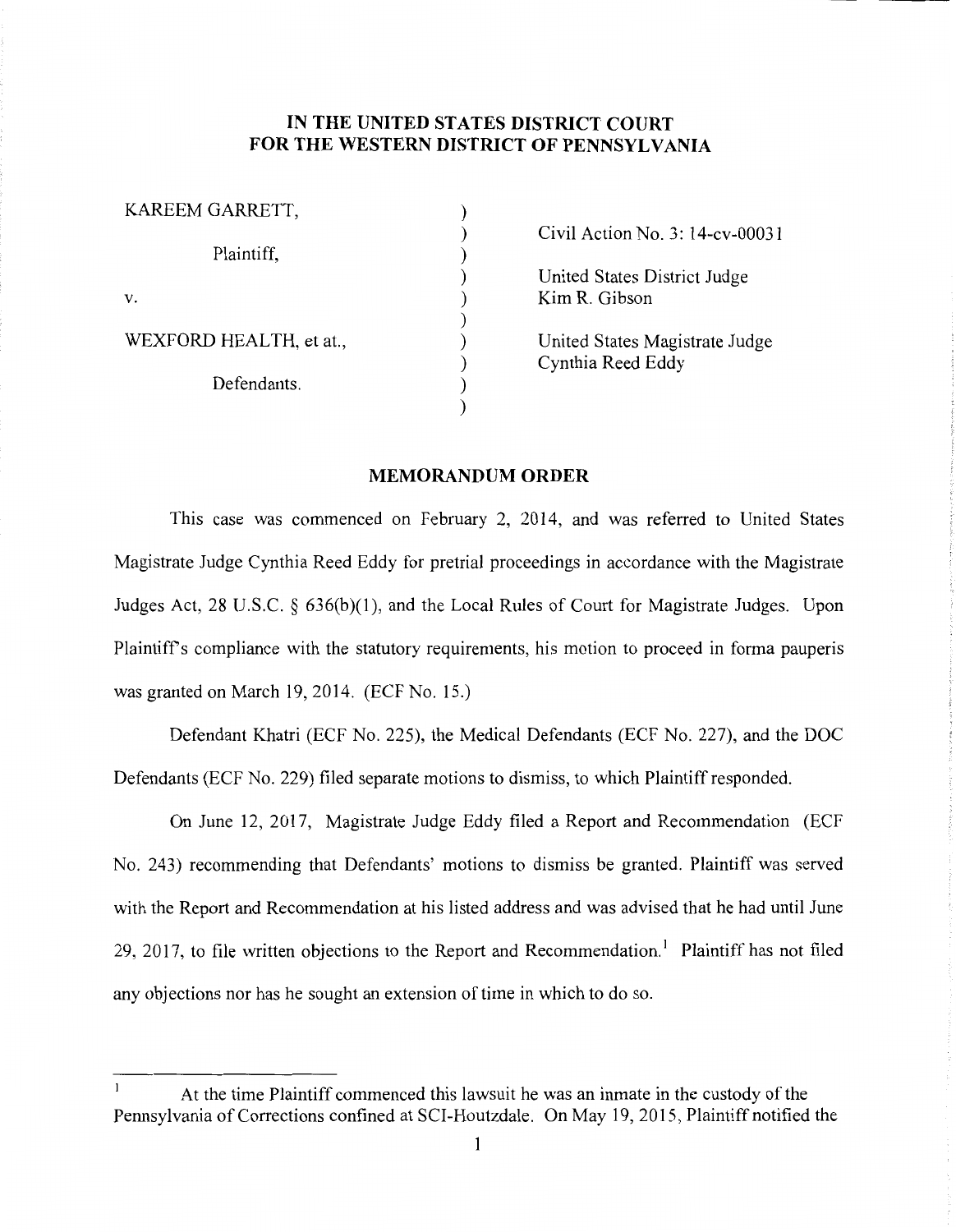**IN THE UNITED STATES DISTRICT COURT**
**FOR THE WESTERN DISTRICT OF PENNSYLVANIA**

| | | |
|---|---|---|
| KAREEM GARRETT, | ) | |
| | ) | Civil Action No. 3: 14-cv-00031 |
| Plaintiff, | ) | |
| | ) | United States District Judge |
| v. | ) | Kim R. Gibson |
| | ) | |
| WEXFORD HEALTH, et at., | ) | United States Magistrate Judge |
| | ) | Cynthia Reed Eddy |
| Defendants. | ) | |
| | ) | |

## MEMORANDUM ORDER

This case was commenced on February 2, 2014, and was referred to United States Magistrate Judge Cynthia Reed Eddy for pretrial proceedings in accordance with the Magistrate Judges Act, 28 U.S.C. § 636(b)(1), and the Local Rules of Court for Magistrate Judges. Upon Plaintiff's compliance with the statutory requirements, his motion to proceed in forma pauperis was granted on March 19, 2014. (ECF No. 15.)

Defendant Khatri (ECF No. 225), the Medical Defendants (ECF No. 227), and the DOC Defendants (ECF No. 229) filed separate motions to dismiss, to which Plaintiff responded.

On June 12, 2017, Magistrate Judge Eddy filed a Report and Recommendation (ECF No. 243) recommending that Defendants' motions to dismiss be granted. Plaintiff was served with the Report and Recommendation at his listed address and was advised that he had until June 29, 2017, to file written objections to the Report and Recommendation.[1] Plaintiff has not filed any objections nor has he sought an extension of time in which to do so.

---

[1] At the time Plaintiff commenced this lawsuit he was an inmate in the custody of the Pennsylvania of Corrections confined at SCI-Houtzdale. On May 19, 2015, Plaintiff notified the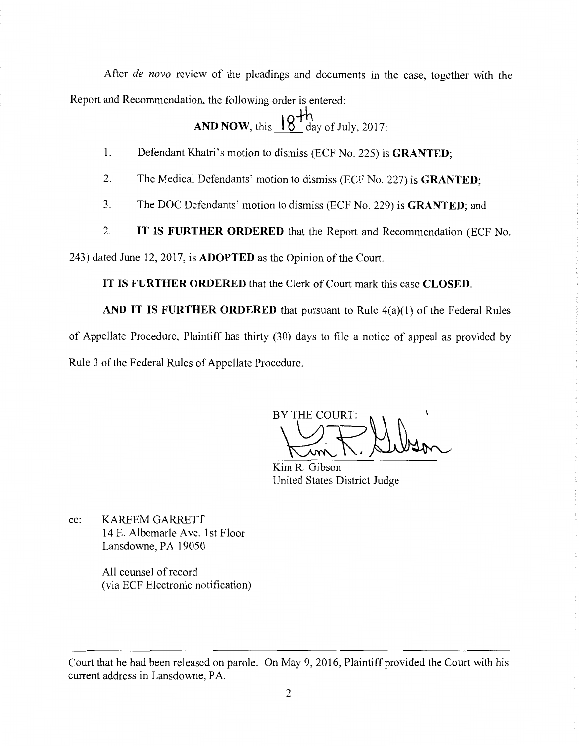After *de novo* review of the pleadings and documents in the case, together with the Report and Recommendation, the following order is entered:

**AND NOW**, this 18th day of July, 2017:

1. Defendant Khatri's motion to dismiss (ECF No. 225) is **GRANTED**;

2. The Medical Defendants' motion to dismiss (ECF No. 227) is **GRANTED**;

3. The DOC Defendants' motion to dismiss (ECF No. 229) is **GRANTED**; and

2. **IT IS FURTHER ORDERED** that the Report and Recommendation (ECF No. 243) dated June 12, 2017, is **ADOPTED** as the Opinion of the Court.

**IT IS FURTHER ORDERED** that the Clerk of Court mark this case **CLOSED**.

**AND IT IS FURTHER ORDERED** that pursuant to Rule 4(a)(1) of the Federal Rules of Appellate Procedure, Plaintiff has thirty (30) days to file a notice of appeal as provided by Rule 3 of the Federal Rules of Appellate Procedure.

BY THE COURT:

Kim R. Gibson
United States District Judge

cc: KAREEM GARRETT
14 E. Albemarle Ave. 1st Floor
Lansdowne, PA 19050

All counsel of record
(via ECF Electronic notification)

---

Court that he had been released on parole. On May 9, 2016, Plaintiff provided the Court with his current address in Lansdowne, PA.